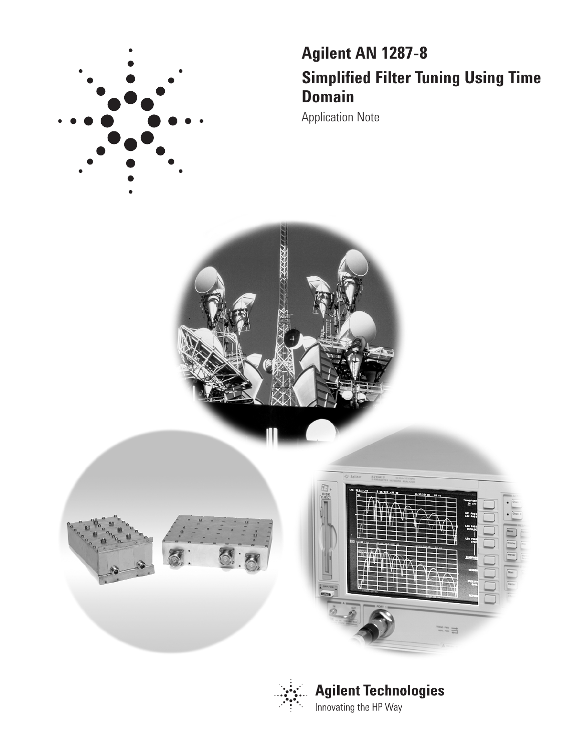# Agilent AN 1287-8

## Simplified Filter Tuning Using Time Domain

Application Note

Agilent Technologies

Innovating the HP Way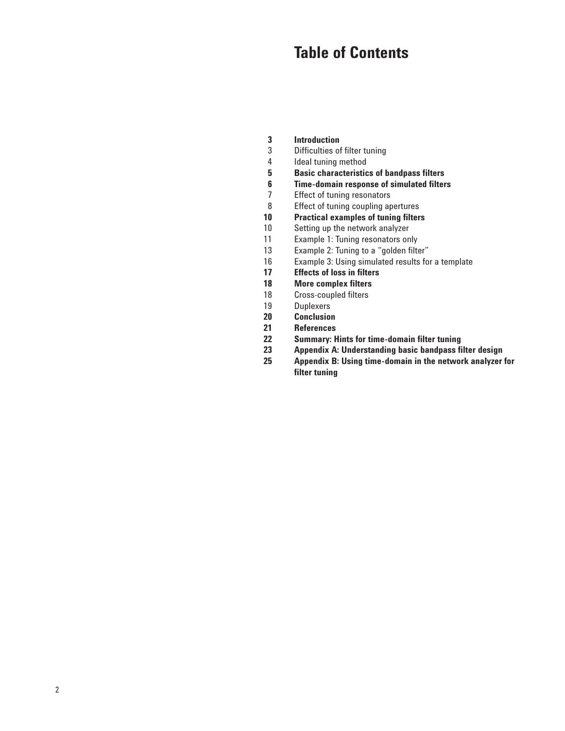# Table of Contents

**3 Introduction**
3 Difficulties of filter tuning
4 Ideal tuning method
**5 Basic characteristics of bandpass filters**
**6 Time-domain response of simulated filters**
7 Effect of tuning resonators
8 Effect of tuning coupling apertures
**10 Practical examples of tuning filters**
10 Setting up the network analyzer
11 Example 1: Tuning resonators only
13 Example 2: Tuning to a "golden filter"
16 Example 3: Using simulated results for a template
**17 Effects of loss in filters**
**18 More complex filters**
18 Cross-coupled filters
19 Duplexers
**20 Conclusion**
**21 References**
**22 Summary: Hints for time-domain filter tuning**
**23 Appendix A: Understanding basic bandpass filter design**
**25 Appendix B: Using time-domain in the network analyzer for filter tuning**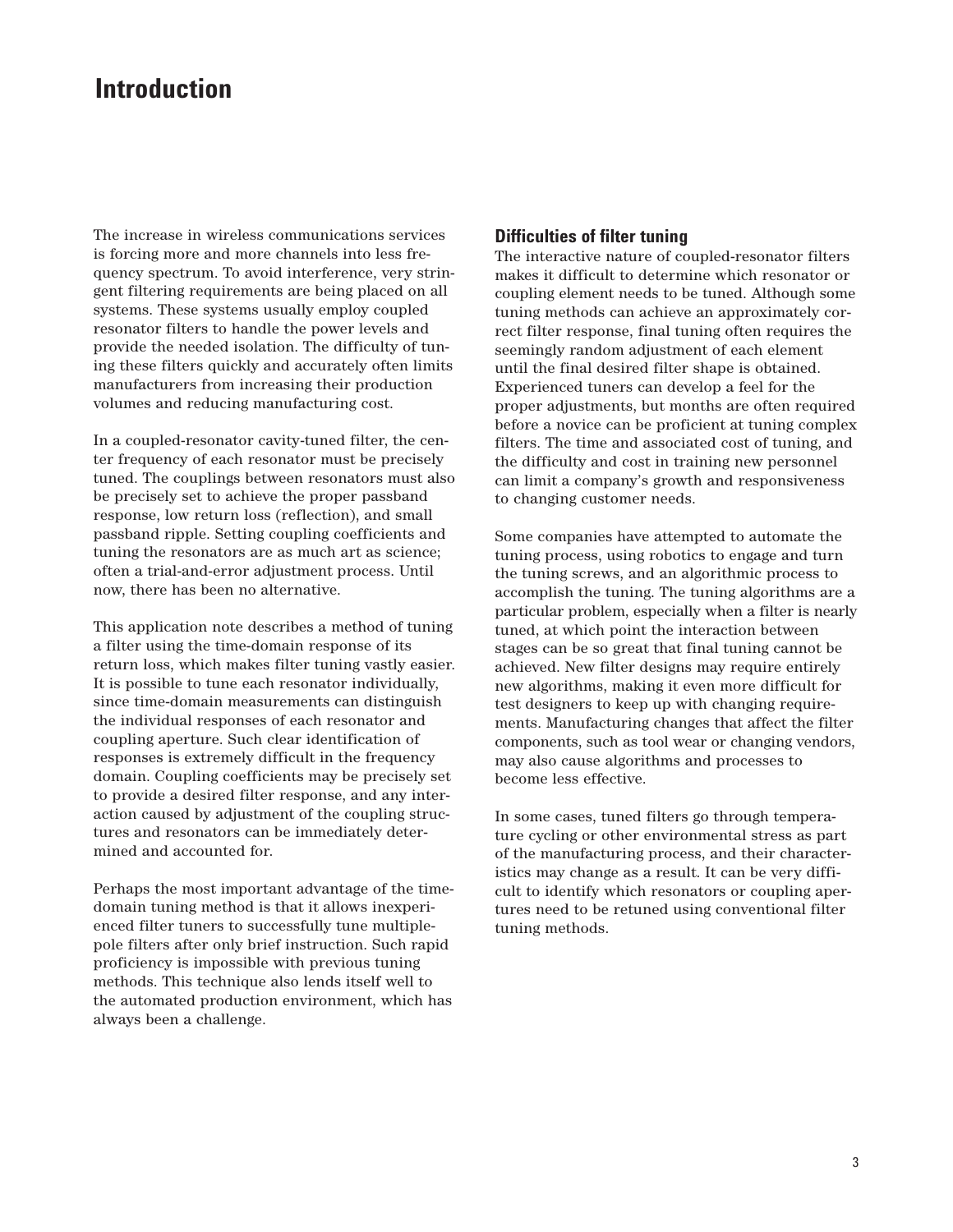# Introduction

The increase in wireless communications services is forcing more and more channels into less frequency spectrum. To avoid interference, very stringent filtering requirements are being placed on all systems. These systems usually employ coupled resonator filters to handle the power levels and provide the needed isolation. The difficulty of tuning these filters quickly and accurately often limits manufacturers from increasing their production volumes and reducing manufacturing cost.

In a coupled-resonator cavity-tuned filter, the center frequency of each resonator must be precisely tuned. The couplings between resonators must also be precisely set to achieve the proper passband response, low return loss (reflection), and small passband ripple. Setting coupling coefficients and tuning the resonators are as much art as science; often a trial-and-error adjustment process. Until now, there has been no alternative.

This application note describes a method of tuning a filter using the time-domain response of its return loss, which makes filter tuning vastly easier. It is possible to tune each resonator individually, since time-domain measurements can distinguish the individual responses of each resonator and coupling aperture. Such clear identification of responses is extremely difficult in the frequency domain. Coupling coefficients may be precisely set to provide a desired filter response, and any interaction caused by adjustment of the coupling structures and resonators can be immediately determined and accounted for.

Perhaps the most important advantage of the time-domain tuning method is that it allows inexperienced filter tuners to successfully tune multiple-pole filters after only brief instruction. Such rapid proficiency is impossible with previous tuning methods. This technique also lends itself well to the automated production environment, which has always been a challenge.

## Difficulties of filter tuning

The interactive nature of coupled-resonator filters makes it difficult to determine which resonator or coupling element needs to be tuned. Although some tuning methods can achieve an approximately correct filter response, final tuning often requires the seemingly random adjustment of each element until the final desired filter shape is obtained. Experienced tuners can develop a feel for the proper adjustments, but months are often required before a novice can be proficient at tuning complex filters. The time and associated cost of tuning, and the difficulty and cost in training new personnel can limit a company's growth and responsiveness to changing customer needs.

Some companies have attempted to automate the tuning process, using robotics to engage and turn the tuning screws, and an algorithmic process to accomplish the tuning. The tuning algorithms are a particular problem, especially when a filter is nearly tuned, at which point the interaction between stages can be so great that final tuning cannot be achieved. New filter designs may require entirely new algorithms, making it even more difficult for test designers to keep up with changing requirements. Manufacturing changes that affect the filter components, such as tool wear or changing vendors, may also cause algorithms and processes to become less effective.

In some cases, tuned filters go through temperature cycling or other environmental stress as part of the manufacturing process, and their characteristics may change as a result. It can be very difficult to identify which resonators or coupling apertures need to be retuned using conventional filter tuning methods.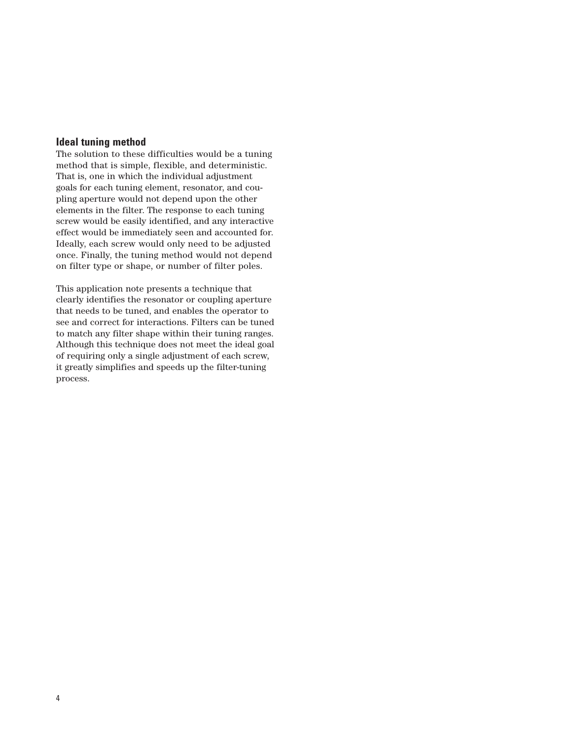## Ideal tuning method

The solution to these difficulties would be a tuning method that is simple, flexible, and deterministic. That is, one in which the individual adjustment goals for each tuning element, resonator, and coupling aperture would not depend upon the other elements in the filter. The response to each tuning screw would be easily identified, and any interactive effect would be immediately seen and accounted for. Ideally, each screw would only need to be adjusted once. Finally, the tuning method would not depend on filter type or shape, or number of filter poles.

This application note presents a technique that clearly identifies the resonator or coupling aperture that needs to be tuned, and enables the operator to see and correct for interactions. Filters can be tuned to match any filter shape within their tuning ranges. Although this technique does not meet the ideal goal of requiring only a single adjustment of each screw, it greatly simplifies and speeds up the filter-tuning process.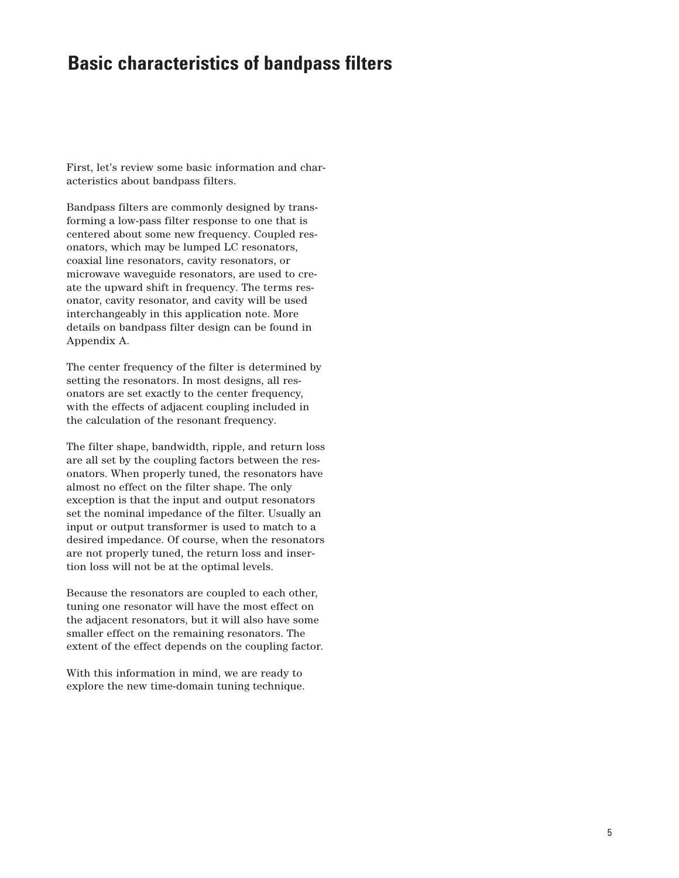# Basic characteristics of bandpass filters

First, let's review some basic information and characteristics about bandpass filters.

Bandpass filters are commonly designed by transforming a low-pass filter response to one that is centered about some new frequency. Coupled resonators, which may be lumped LC resonators, coaxial line resonators, cavity resonators, or microwave waveguide resonators, are used to create the upward shift in frequency. The terms resonator, cavity resonator, and cavity will be used interchangeably in this application note. More details on bandpass filter design can be found in Appendix A.

The center frequency of the filter is determined by setting the resonators. In most designs, all resonators are set exactly to the center frequency, with the effects of adjacent coupling included in the calculation of the resonant frequency.

The filter shape, bandwidth, ripple, and return loss are all set by the coupling factors between the resonators. When properly tuned, the resonators have almost no effect on the filter shape. The only exception is that the input and output resonators set the nominal impedance of the filter. Usually an input or output transformer is used to match to a desired impedance. Of course, when the resonators are not properly tuned, the return loss and insertion loss will not be at the optimal levels.

Because the resonators are coupled to each other, tuning one resonator will have the most effect on the adjacent resonators, but it will also have some smaller effect on the remaining resonators. The extent of the effect depends on the coupling factor.

With this information in mind, we are ready to explore the new time-domain tuning technique.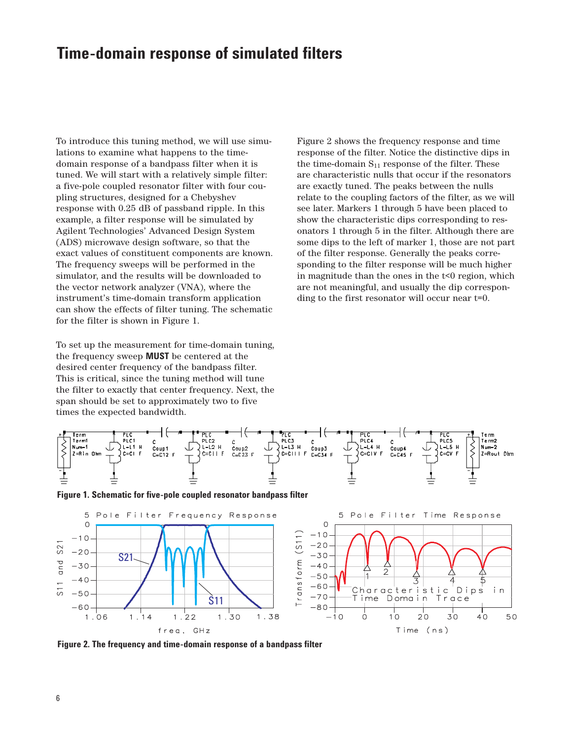# Time-domain response of simulated filters

To introduce this tuning method, we will use simulations to examine what happens to the time-domain response of a bandpass filter when it is tuned. We will start with a relatively simple filter: a five-pole coupled resonator filter with four coupling structures, designed for a Chebyshev response with 0.25 dB of passband ripple. In this example, a filter response will be simulated by Agilent Technologies' Advanced Design System (ADS) microwave design software, so that the exact values of constituent components are known. The frequency sweeps will be performed in the simulator, and the results will be downloaded to the vector network analyzer (VNA), where the instrument's time-domain transform application can show the effects of filter tuning. The schematic for the filter is shown in Figure 1.

To set up the measurement for time-domain tuning, the frequency sweep **MUST** be centered at the desired center frequency of the bandpass filter. This is critical, since the tuning method will tune the filter to exactly that center frequency. Next, the span should be set to approximately two to five times the expected bandwidth.

Figure 2 shows the frequency response and time response of the filter. Notice the distinctive dips in the time-domain $S_{11}$ response of the filter. These are characteristic nulls that occur if the resonators are exactly tuned. The peaks between the nulls relate to the coupling factors of the filter, as we will see later. Markers 1 through 5 have been placed to show the characteristic dips corresponding to resonators 1 through 5 in the filter. Although there are some dips to the left of marker 1, those are not part of the filter response. Generally the peaks corresponding to the filter response will be much higher in magnitude than the ones in the t<0 region, which are not meaningful, and usually the dip corresponding to the first resonator will occur near t=0.

**Figure 1. Schematic for five-pole coupled resonator bandpass filter**

**Figure 2. The frequency and time-domain response of a bandpass filter**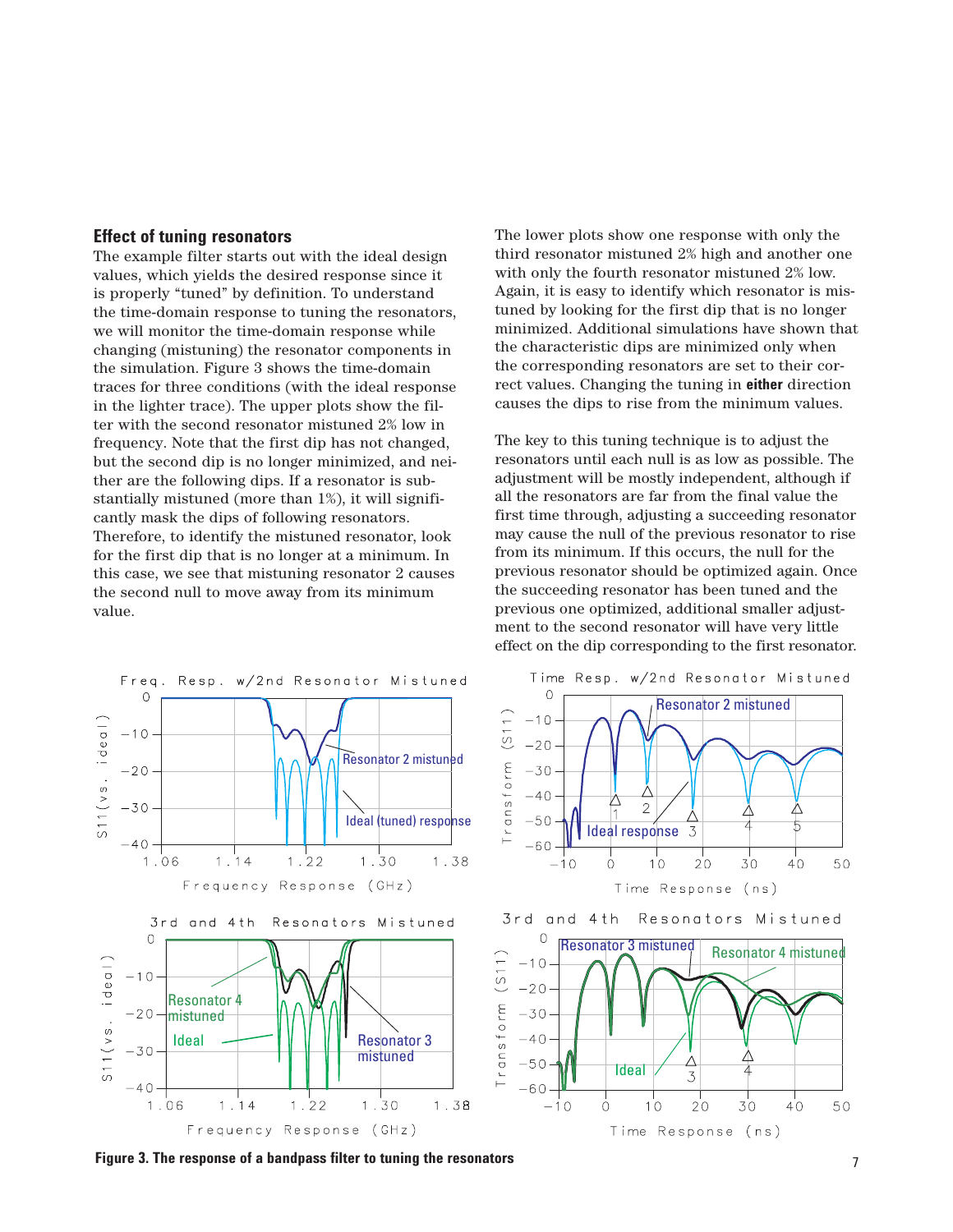## Effect of tuning resonators

The example filter starts out with the ideal design values, which yields the desired response since it is properly "tuned" by definition. To understand the time-domain response to tuning the resonators, we will monitor the time-domain response while changing (mistuning) the resonator components in the simulation. Figure 3 shows the time-domain traces for three conditions (with the ideal response in the lighter trace). The upper plots show the filter with the second resonator mistuned 2% low in frequency. Note that the first dip has not changed, but the second dip is no longer minimized, and neither are the following dips. If a resonator is substantially mistuned (more than 1%), it will significantly mask the dips of following resonators. Therefore, to identify the mistuned resonator, look for the first dip that is no longer at a minimum. In this case, we see that mistuning resonator 2 causes the second null to move away from its minimum value.

The lower plots show one response with only the third resonator mistuned 2% high and another one with only the fourth resonator mistuned 2% low. Again, it is easy to identify which resonator is mistuned by looking for the first dip that is no longer minimized. Additional simulations have shown that the characteristic dips are minimized only when the corresponding resonators are set to their correct values. Changing the tuning in **either** direction causes the dips to rise from the minimum values.

The key to this tuning technique is to adjust the resonators until each null is as low as possible. The adjustment will be mostly independent, although if all the resonators are far from the final value the first time through, adjusting a succeeding resonator may cause the null of the previous resonator to rise from its minimum. If this occurs, the null for the previous resonator should be optimized again. Once the succeeding resonator has been tuned and the previous one optimized, additional smaller adjustment to the second resonator will have very little effect on the dip corresponding to the first resonator.

**Figure 3. The response of a bandpass filter to tuning the resonators**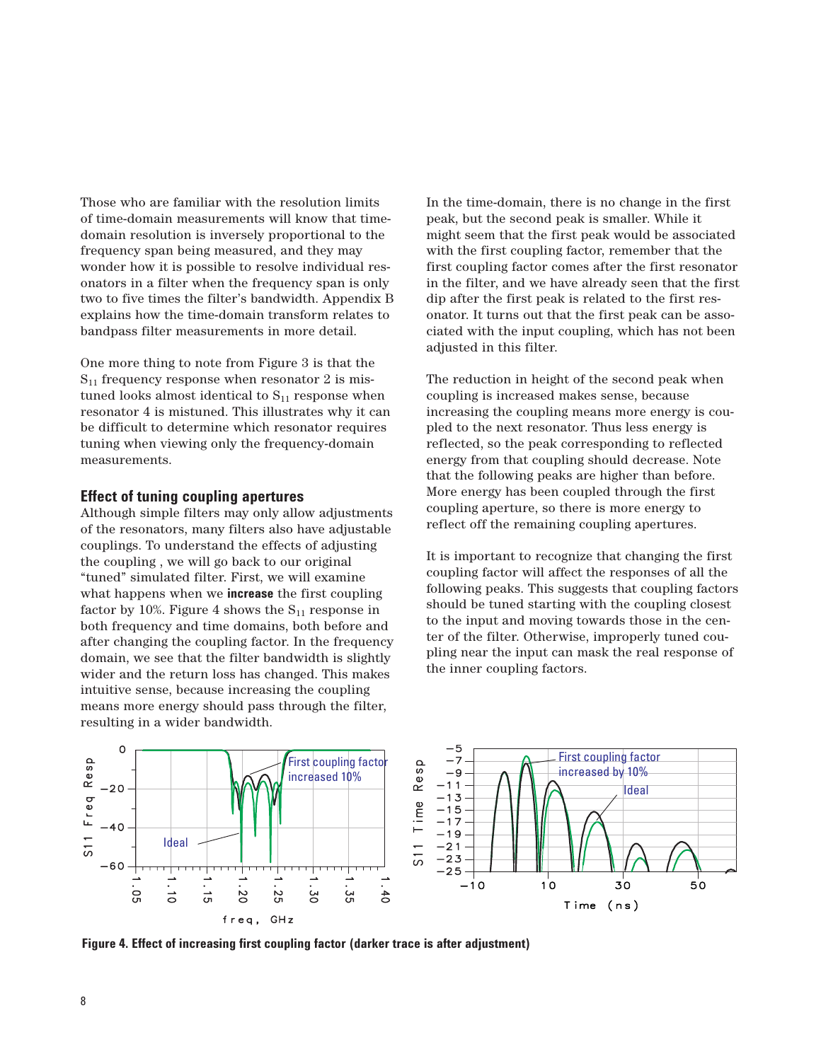Those who are familiar with the resolution limits of time-domain measurements will know that time-domain resolution is inversely proportional to the frequency span being measured, and they may wonder how it is possible to resolve individual resonators in a filter when the frequency span is only two to five times the filter's bandwidth. Appendix B explains how the time-domain transform relates to bandpass filter measurements in more detail.

One more thing to note from Figure 3 is that the $S_{11}$ frequency response when resonator 2 is mistuned looks almost identical to $S_{11}$ response when resonator 4 is mistuned. This illustrates why it can be difficult to determine which resonator requires tuning when viewing only the frequency-domain measurements.

### Effect of tuning coupling apertures

Although simple filters may only allow adjustments of the resonators, many filters also have adjustable couplings. To understand the effects of adjusting the coupling , we will go back to our original "tuned" simulated filter. First, we will examine what happens when we **increase** the first coupling factor by 10%. Figure 4 shows the $S_{11}$ response in both frequency and time domains, both before and after changing the coupling factor. In the frequency domain, we see that the filter bandwidth is slightly wider and the return loss has changed. This makes intuitive sense, because increasing the coupling means more energy should pass through the filter, resulting in a wider bandwidth.

In the time-domain, there is no change in the first peak, but the second peak is smaller. While it might seem that the first peak would be associated with the first coupling factor, remember that the first coupling factor comes after the first resonator in the filter, and we have already seen that the first dip after the first peak is related to the first resonator. It turns out that the first peak can be associated with the input coupling, which has not been adjusted in this filter.

The reduction in height of the second peak when coupling is increased makes sense, because increasing the coupling means more energy is coupled to the next resonator. Thus less energy is reflected, so the peak corresponding to reflected energy from that coupling should decrease. Note that the following peaks are higher than before. More energy has been coupled through the first coupling aperture, so there is more energy to reflect off the remaining coupling apertures.

It is important to recognize that changing the first coupling factor will affect the responses of all the following peaks. This suggests that coupling factors should be tuned starting with the coupling closest to the input and moving towards those in the center of the filter. Otherwise, improperly tuned coupling near the input can mask the real response of the inner coupling factors.

**Figure 4. Effect of increasing first coupling factor (darker trace is after adjustment)**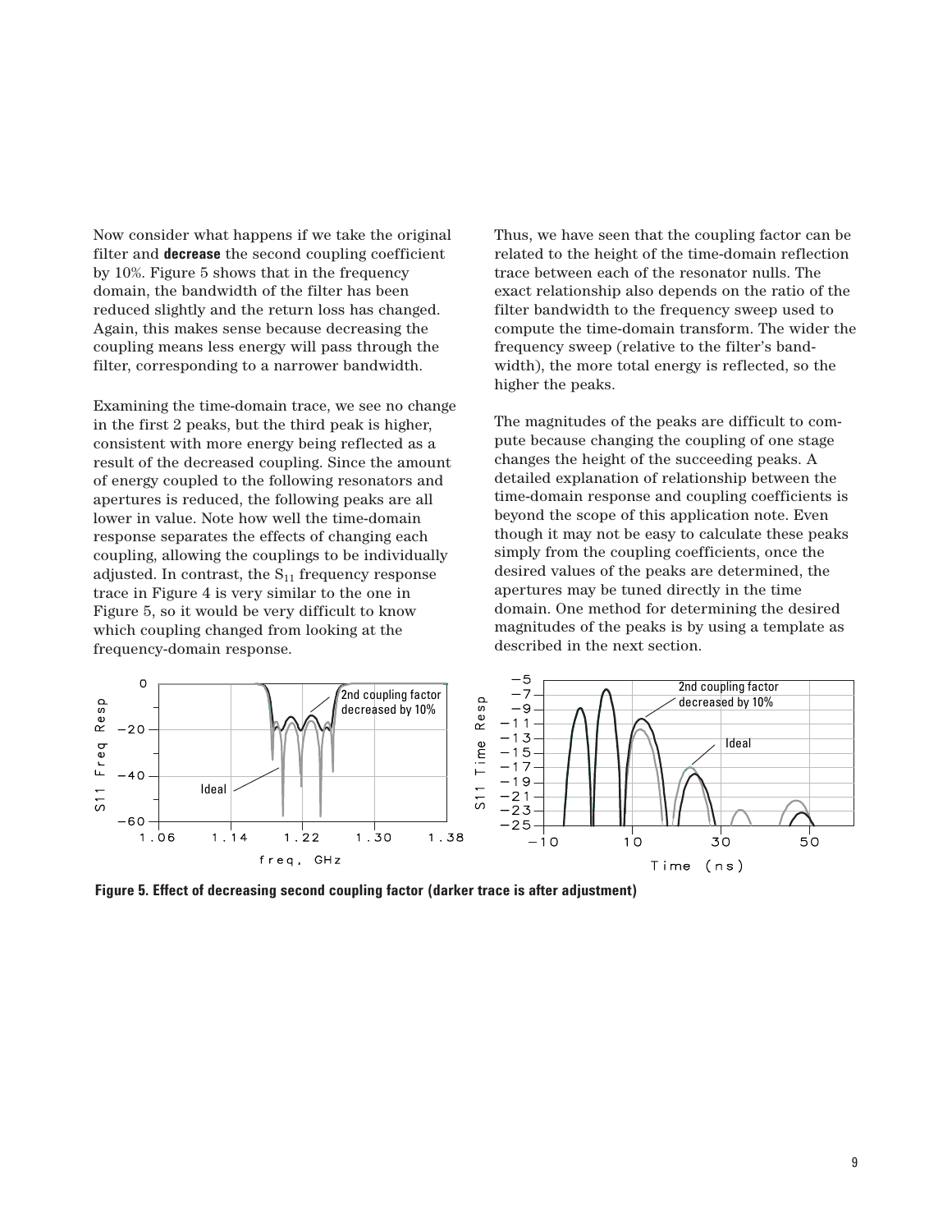Now consider what happens if we take the original filter and **decrease** the second coupling coefficient by 10%. Figure 5 shows that in the frequency domain, the bandwidth of the filter has been reduced slightly and the return loss has changed. Again, this makes sense because decreasing the coupling means less energy will pass through the filter, corresponding to a narrower bandwidth.

Examining the time-domain trace, we see no change in the first 2 peaks, but the third peak is higher, consistent with more energy being reflected as a result of the decreased coupling. Since the amount of energy coupled to the following resonators and apertures is reduced, the following peaks are all lower in value. Note how well the time-domain response separates the effects of changing each coupling, allowing the couplings to be individually adjusted. In contrast, the $S_{11}$ frequency response trace in Figure 4 is very similar to the one in Figure 5, so it would be very difficult to know which coupling changed from looking at the frequency-domain response.

Thus, we have seen that the coupling factor can be related to the height of the time-domain reflection trace between each of the resonator nulls. The exact relationship also depends on the ratio of the filter bandwidth to the frequency sweep used to compute the time-domain transform. The wider the frequency sweep (relative to the filter's bandwidth), the more total energy is reflected, so the higher the peaks.

The magnitudes of the peaks are difficult to compute because changing the coupling of one stage changes the height of the succeeding peaks. A detailed explanation of relationship between the time-domain response and coupling coefficients is beyond the scope of this application note. Even though it may not be easy to calculate these peaks simply from the coupling coefficients, once the desired values of the peaks are determined, the apertures may be tuned directly in the time domain. One method for determining the desired magnitudes of the peaks is by using a template as described in the next section.

**Figure 5. Effect of decreasing second coupling factor (darker trace is after adjustment)**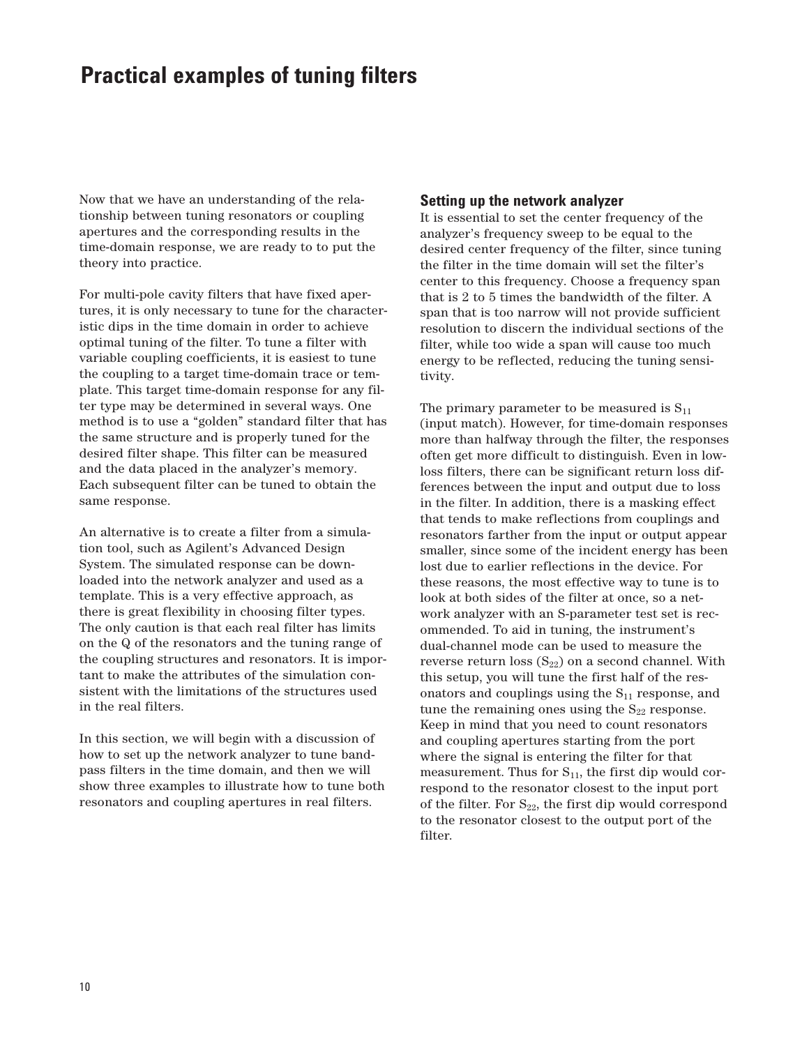# Practical examples of tuning filters

Now that we have an understanding of the relationship between tuning resonators or coupling apertures and the corresponding results in the time-domain response, we are ready to to put the theory into practice.

For multi-pole cavity filters that have fixed apertures, it is only necessary to tune for the characteristic dips in the time domain in order to achieve optimal tuning of the filter. To tune a filter with variable coupling coefficients, it is easiest to tune the coupling to a target time-domain trace or template. This target time-domain response for any filter type may be determined in several ways. One method is to use a "golden" standard filter that has the same structure and is properly tuned for the desired filter shape. This filter can be measured and the data placed in the analyzer's memory. Each subsequent filter can be tuned to obtain the same response.

An alternative is to create a filter from a simulation tool, such as Agilent's Advanced Design System. The simulated response can be downloaded into the network analyzer and used as a template. This is a very effective approach, as there is great flexibility in choosing filter types. The only caution is that each real filter has limits on the Q of the resonators and the tuning range of the coupling structures and resonators. It is important to make the attributes of the simulation consistent with the limitations of the structures used in the real filters.

In this section, we will begin with a discussion of how to set up the network analyzer to tune bandpass filters in the time domain, and then we will show three examples to illustrate how to tune both resonators and coupling apertures in real filters.

## Setting up the network analyzer

It is essential to set the center frequency of the analyzer's frequency sweep to be equal to the desired center frequency of the filter, since tuning the filter in the time domain will set the filter's center to this frequency. Choose a frequency span that is 2 to 5 times the bandwidth of the filter. A span that is too narrow will not provide sufficient resolution to discern the individual sections of the filter, while too wide a span will cause too much energy to be reflected, reducing the tuning sensitivity.

The primary parameter to be measured is $S_{11}$ (input match). However, for time-domain responses more than halfway through the filter, the responses often get more difficult to distinguish. Even in low-loss filters, there can be significant return loss differences between the input and output due to loss in the filter. In addition, there is a masking effect that tends to make reflections from couplings and resonators farther from the input or output appear smaller, since some of the incident energy has been lost due to earlier reflections in the device. For these reasons, the most effective way to tune is to look at both sides of the filter at once, so a network analyzer with an S-parameter test set is recommended. To aid in tuning, the instrument's dual-channel mode can be used to measure the reverse return loss ($S_{22}$) on a second channel. With this setup, you will tune the first half of the resonators and couplings using the $S_{11}$ response, and tune the remaining ones using the $S_{22}$ response. Keep in mind that you need to count resonators and coupling apertures starting from the port where the signal is entering the filter for that measurement. Thus for $S_{11}$, the first dip would correspond to the resonator closest to the input port of the filter. For $S_{22}$, the first dip would correspond to the resonator closest to the output port of the filter.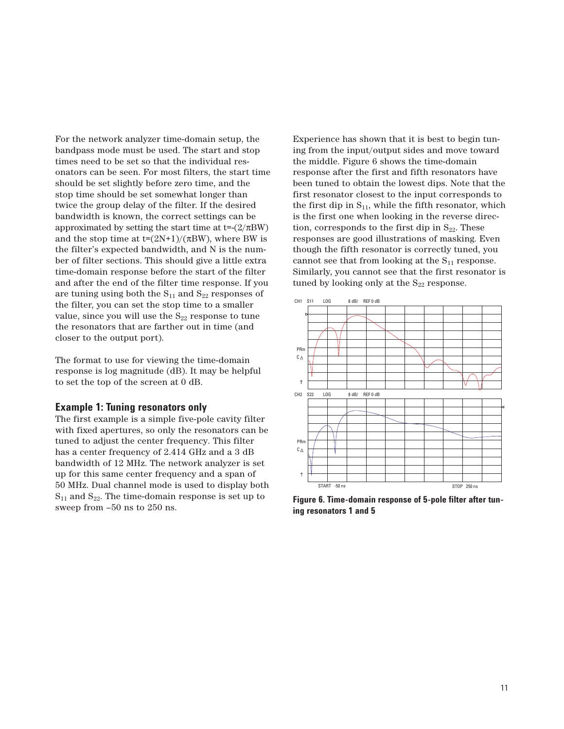For the network analyzer time-domain setup, the bandpass mode must be used. The start and stop times need to be set so that the individual resonators can be seen. For most filters, the start time should be set slightly before zero time, and the stop time should be set somewhat longer than twice the group delay of the filter. If the desired bandwidth is known, the correct settings can be approximated by setting the start time at $t=-(2/\pi BW)$ and the stop time at $t=(2N+1)/(\pi BW)$, where BW is the filter's expected bandwidth, and N is the number of filter sections. This should give a little extra time-domain response before the start of the filter and after the end of the filter time response. If you are tuning using both the $S_{11}$ and $S_{22}$ responses of the filter, you can set the stop time to a smaller value, since you will use the $S_{22}$ response to tune the resonators that are farther out in time (and closer to the output port).

The format to use for viewing the time-domain response is log magnitude (dB). It may be helpful to set the top of the screen at 0 dB.

### Example 1: Tuning resonators only

The first example is a simple five-pole cavity filter with fixed apertures, so only the resonators can be tuned to adjust the center frequency. This filter has a center frequency of 2.414 GHz and a 3 dB bandwidth of 12 MHz. The network analyzer is set up for this same center frequency and a span of 50 MHz. Dual channel mode is used to display both $S_{11}$ and $S_{22}$. The time-domain response is set up to sweep from –50 ns to 250 ns.

Experience has shown that it is best to begin tuning from the input/output sides and move toward the middle. Figure 6 shows the time-domain response after the first and fifth resonators have been tuned to obtain the lowest dips. Note that the first resonator closest to the input corresponds to the first dip in $S_{11}$, while the fifth resonator, which is the first one when looking in the reverse direction, corresponds to the first dip in $S_{22}$. These responses are good illustrations of masking. Even though the fifth resonator is correctly tuned, you cannot see that from looking at the $S_{11}$ response. Similarly, you cannot see that the first resonator is tuned by looking only at the $S_{22}$ response.

**Figure 6. Time-domain response of 5-pole filter after tuning resonators 1 and 5**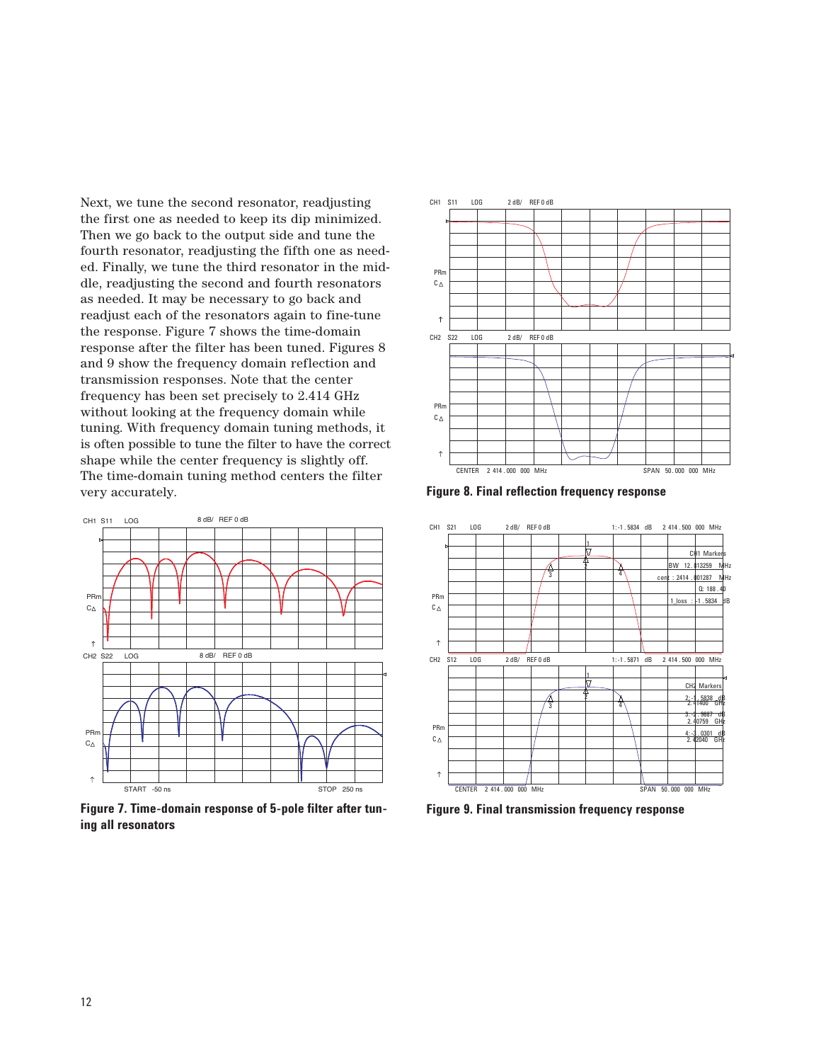Next, we tune the second resonator, readjusting the first one as needed to keep its dip minimized. Then we go back to the output side and tune the fourth resonator, readjusting the fifth one as needed. Finally, we tune the third resonator in the middle, readjusting the second and fourth resonators as needed. It may be necessary to go back and readjust each of the resonators again to fine-tune the response. Figure 7 shows the time-domain response after the filter has been tuned. Figures 8 and 9 show the frequency domain reflection and transmission responses. Note that the center frequency has been set precisely to 2.414 GHz without looking at the frequency domain while tuning. With frequency domain tuning methods, it is often possible to tune the filter to have the correct shape while the center frequency is slightly off. The time-domain tuning method centers the filter very accurately.

**Figure 7. Time-domain response of 5-pole filter after tuning all resonators**

**Figure 8. Final reflection frequency response**

**Figure 9. Final transmission frequency response**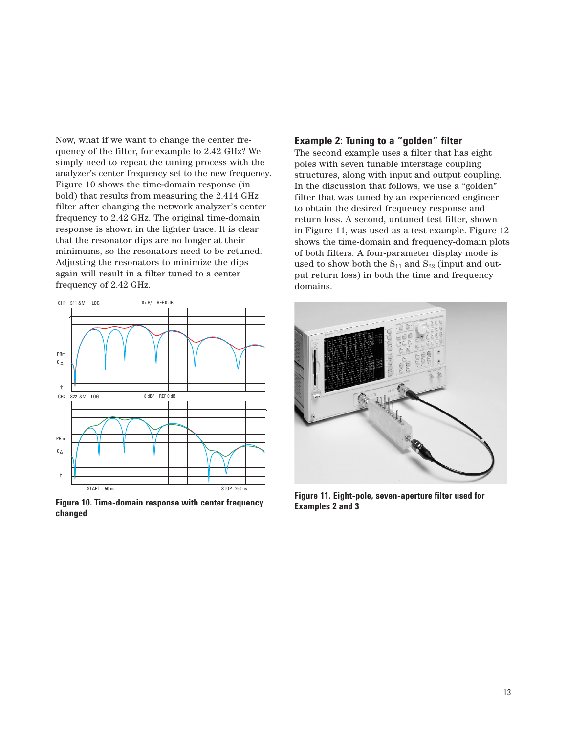Now, what if we want to change the center frequency of the filter, for example to 2.42 GHz? We simply need to repeat the tuning process with the analyzer's center frequency set to the new frequency. Figure 10 shows the time-domain response (in bold) that results from measuring the 2.414 GHz filter after changing the network analyzer's center frequency to 2.42 GHz. The original time-domain response is shown in the lighter trace. It is clear that the resonator dips are no longer at their minimums, so the resonators need to be retuned. Adjusting the resonators to minimize the dips again will result in a filter tuned to a center frequency of 2.42 GHz.

**Figure 10. Time-domain response with center frequency changed**

## Example 2: Tuning to a "golden" filter

The second example uses a filter that has eight poles with seven tunable interstage coupling structures, along with input and output coupling. In the discussion that follows, we use a "golden" filter that was tuned by an experienced engineer to obtain the desired frequency response and return loss. A second, untuned test filter, shown in Figure 11, was used as a test example. Figure 12 shows the time-domain and frequency-domain plots of both filters. A four-parameter display mode is used to show both the $S_{11}$ and $S_{22}$ (input and output return loss) in both the time and frequency domains.

**Figure 11. Eight-pole, seven-aperture filter used for Examples 2 and 3**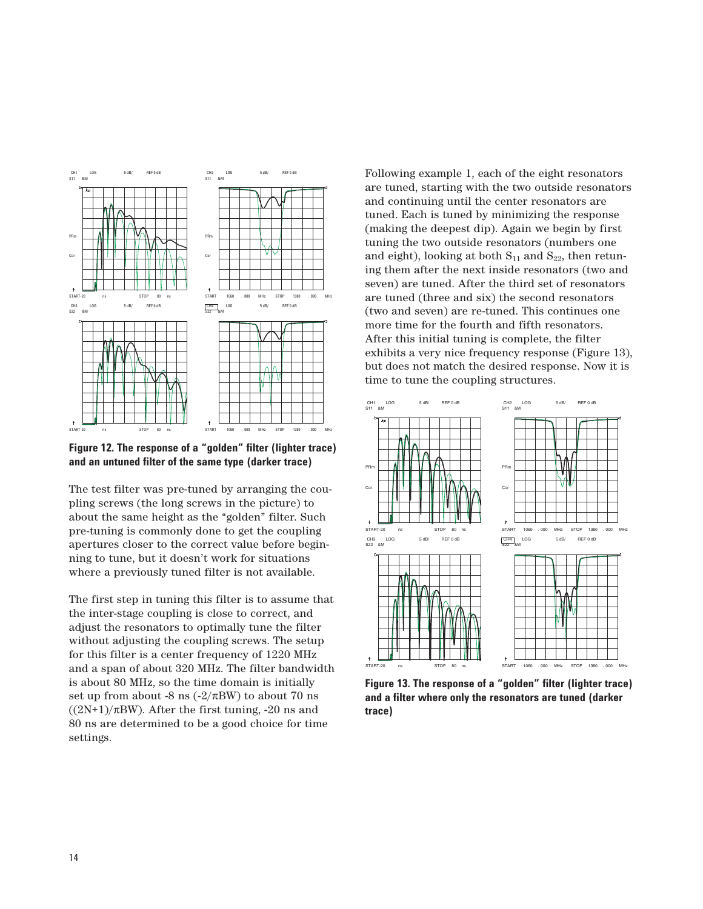**Figure 12. The response of a "golden" filter (lighter trace) and an untuned filter of the same type (darker trace)**

The test filter was pre-tuned by arranging the coupling screws (the long screws in the picture) to about the same height as the "golden" filter. Such pre-tuning is commonly done to get the coupling apertures closer to the correct value before beginning to tune, but it doesn't work for situations where a previously tuned filter is not available.

The first step in tuning this filter is to assume that the inter-stage coupling is close to correct, and adjust the resonators to optimally tune the filter without adjusting the coupling screws. The setup for this filter is a center frequency of 1220 MHz and a span of about 320 MHz. The filter bandwidth is about 80 MHz, so the time domain is initially set up from about -8 ns ($-2/\pi BW$) to about 70 ns ($(2N+1)/\pi BW$). After the first tuning, -20 ns and 80 ns are determined to be a good choice for time settings.

Following example 1, each of the eight resonators are tuned, starting with the two outside resonators and continuing until the center resonators are tuned. Each is tuned by minimizing the response (making the deepest dip). Again we begin by first tuning the two outside resonators (numbers one and eight), looking at both $S_{11}$ and $S_{22}$, then retuning them after the next inside resonators (two and seven) are tuned. After the third set of resonators are tuned (three and six) the second resonators (two and seven) are re-tuned. This continues one more time for the fourth and fifth resonators. After this initial tuning is complete, the filter exhibits a very nice frequency response (Figure 13), but does not match the desired response. Now it is time to tune the coupling structures.

**Figure 13. The response of a "golden" filter (lighter trace) and a filter where only the resonators are tuned (darker trace)**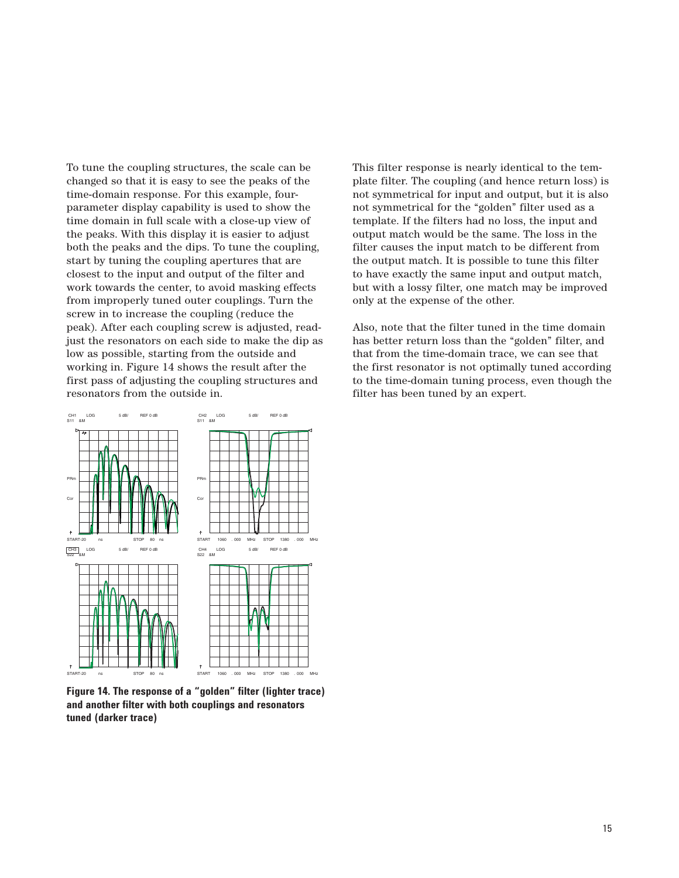To tune the coupling structures, the scale can be changed so that it is easy to see the peaks of the time-domain response. For this example, four-parameter display capability is used to show the time domain in full scale with a close-up view of the peaks. With this display it is easier to adjust both the peaks and the dips. To tune the coupling, start by tuning the coupling apertures that are closest to the input and output of the filter and work towards the center, to avoid masking effects from improperly tuned outer couplings. Turn the screw in to increase the coupling (reduce the peak). After each coupling screw is adjusted, readjust the resonators on each side to make the dip as low as possible, starting from the outside and working in. Figure 14 shows the result after the first pass of adjusting the coupling structures and resonators from the outside in.

**Figure 14. The response of a "golden" filter (lighter trace) and another filter with both couplings and resonators tuned (darker trace)**

This filter response is nearly identical to the template filter. The coupling (and hence return loss) is not symmetrical for input and output, but it is also not symmetrical for the "golden" filter used as a template. If the filters had no loss, the input and output match would be the same. The loss in the filter causes the input match to be different from the output match. It is possible to tune this filter to have exactly the same input and output match, but with a lossy filter, one match may be improved only at the expense of the other.

Also, note that the filter tuned in the time domain has better return loss than the "golden" filter, and that from the time-domain trace, we can see that the first resonator is not optimally tuned according to the time-domain tuning process, even though the filter has been tuned by an expert.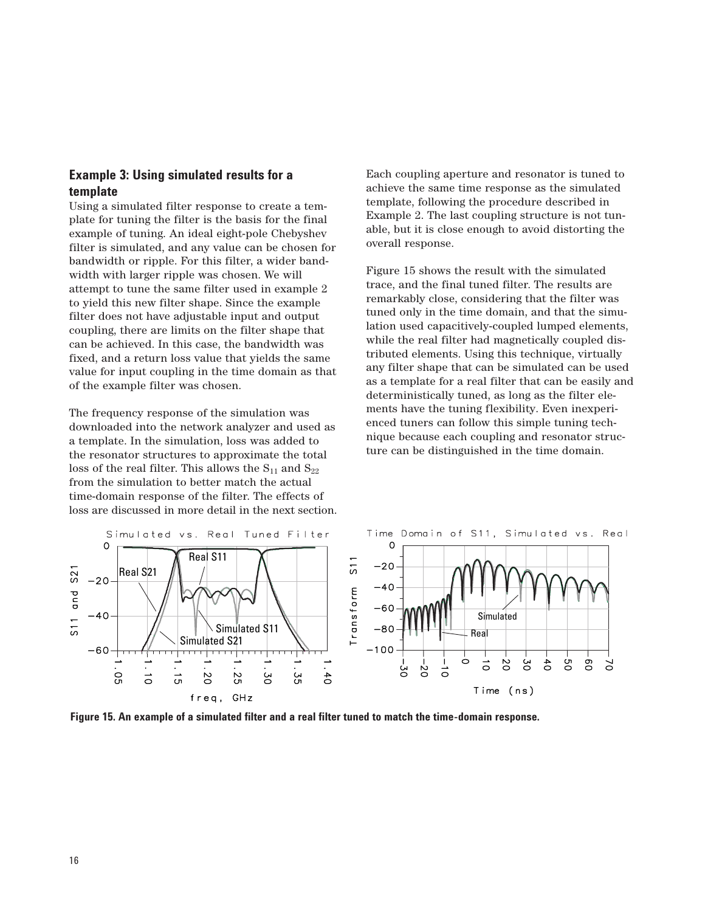### Example 3: Using simulated results for a template

Using a simulated filter response to create a template for tuning the filter is the basis for the final example of tuning. An ideal eight-pole Chebyshev filter is simulated, and any value can be chosen for bandwidth or ripple. For this filter, a wider bandwidth with larger ripple was chosen. We will attempt to tune the same filter used in example 2 to yield this new filter shape. Since the example filter does not have adjustable input and output coupling, there are limits on the filter shape that can be achieved. In this case, the bandwidth was fixed, and a return loss value that yields the same value for input coupling in the time domain as that of the example filter was chosen.

The frequency response of the simulation was downloaded into the network analyzer and used as a template. In the simulation, loss was added to the resonator structures to approximate the total loss of the real filter. This allows the $S_{11}$ and $S_{22}$ from the simulation to better match the actual time-domain response of the filter. The effects of loss are discussed in more detail in the next section.

Each coupling aperture and resonator is tuned to achieve the same time response as the simulated template, following the procedure described in Example 2. The last coupling structure is not tunable, but it is close enough to avoid distorting the overall response.

Figure 15 shows the result with the simulated trace, and the final tuned filter. The results are remarkably close, considering that the filter was tuned only in the time domain, and that the simulation used capacitively-coupled lumped elements, while the real filter had magnetically coupled distributed elements. Using this technique, virtually any filter shape that can be simulated can be used as a template for a real filter that can be easily and deterministically tuned, as long as the filter elements have the tuning flexibility. Even inexperienced tuners can follow this simple tuning technique because each coupling and resonator structure can be distinguished in the time domain.

**Figure 15. An example of a simulated filter and a real filter tuned to match the time-domain response.**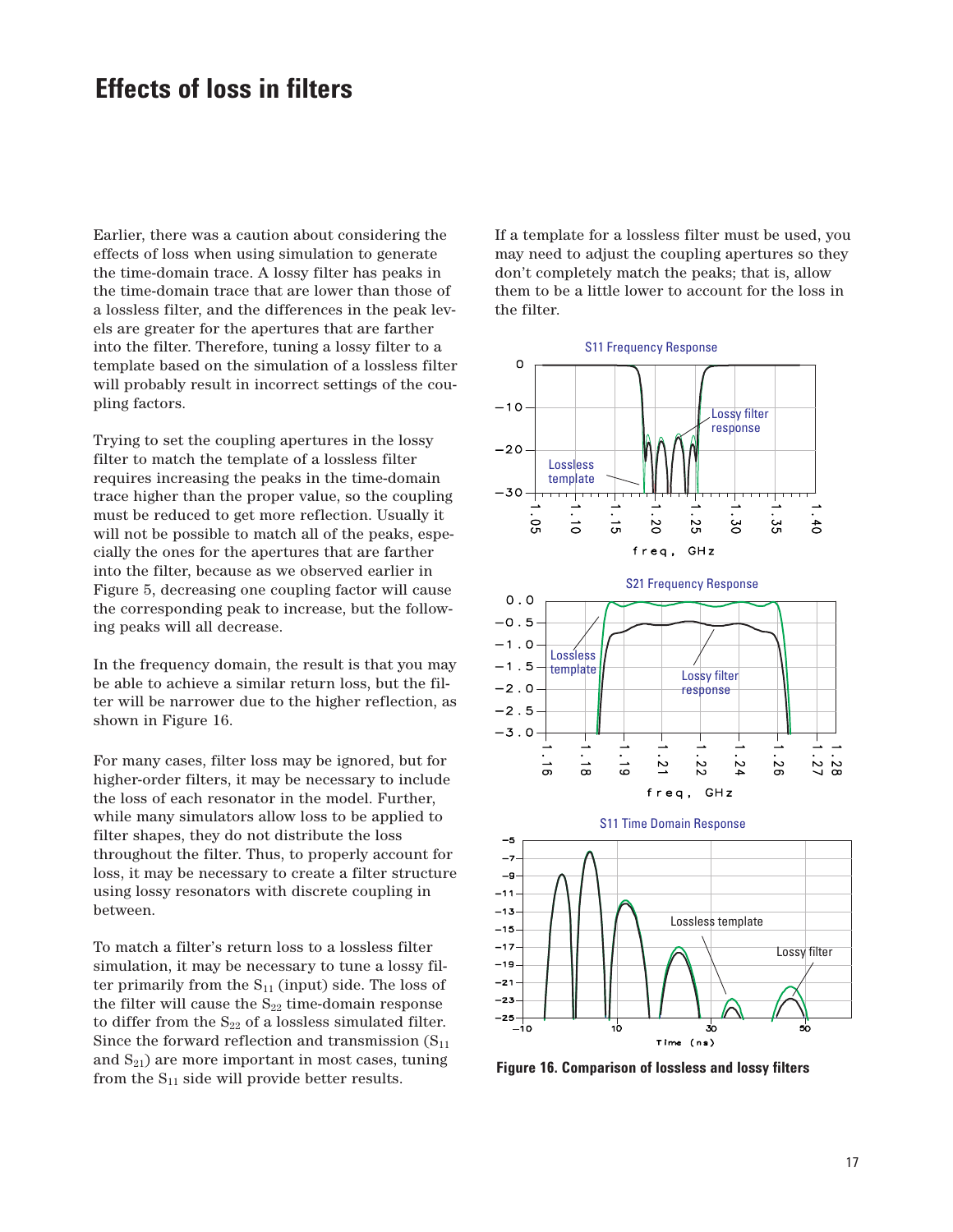# Effects of loss in filters

Earlier, there was a caution about considering the effects of loss when using simulation to generate the time-domain trace. A lossy filter has peaks in the time-domain trace that are lower than those of a lossless filter, and the differences in the peak levels are greater for the apertures that are farther into the filter. Therefore, tuning a lossy filter to a template based on the simulation of a lossless filter will probably result in incorrect settings of the coupling factors.

Trying to set the coupling apertures in the lossy filter to match the template of a lossless filter requires increasing the peaks in the time-domain trace higher than the proper value, so the coupling must be reduced to get more reflection. Usually it will not be possible to match all of the peaks, especially the ones for the apertures that are farther into the filter, because as we observed earlier in Figure 5, decreasing one coupling factor will cause the corresponding peak to increase, but the following peaks will all decrease.

In the frequency domain, the result is that you may be able to achieve a similar return loss, but the filter will be narrower due to the higher reflection, as shown in Figure 16.

For many cases, filter loss may be ignored, but for higher-order filters, it may be necessary to include the loss of each resonator in the model. Further, while many simulators allow loss to be applied to filter shapes, they do not distribute the loss throughout the filter. Thus, to properly account for loss, it may be necessary to create a filter structure using lossy resonators with discrete coupling in between.

To match a filter's return loss to a lossless filter simulation, it may be necessary to tune a lossy filter primarily from the $S_{11}$ (input) side. The loss of the filter will cause the $S_{22}$ time-domain response to differ from the $S_{22}$ of a lossless simulated filter. Since the forward reflection and transmission ($S_{11}$ and $S_{21}$) are more important in most cases, tuning from the $S_{11}$ side will provide better results.

If a template for a lossless filter must be used, you may need to adjust the coupling apertures so they don't completely match the peaks; that is, allow them to be a little lower to account for the loss in the filter.

Figure 16. Comparison of lossless and lossy filters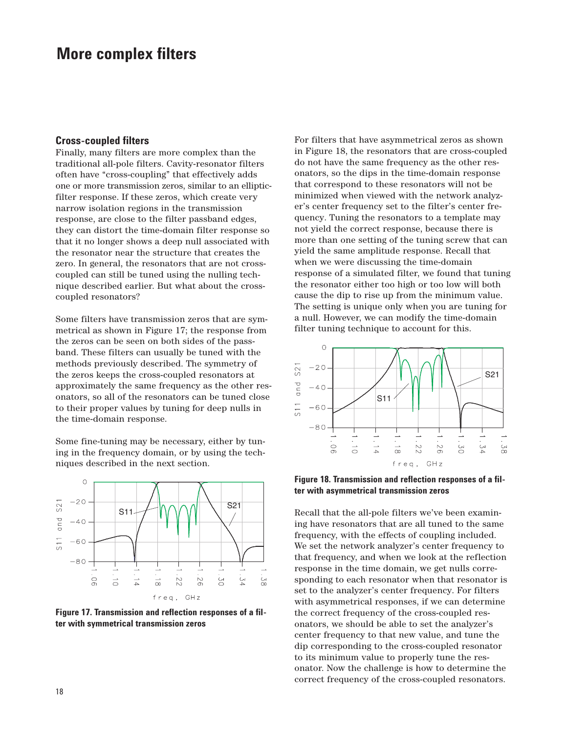# More complex filters

## Cross-coupled filters

Finally, many filters are more complex than the traditional all-pole filters. Cavity-resonator filters often have "cross-coupling" that effectively adds one or more transmission zeros, similar to an elliptic-filter response. If these zeros, which create very narrow isolation regions in the transmission response, are close to the filter passband edges, they can distort the time-domain filter response so that it no longer shows a deep null associated with the resonator near the structure that creates the zero. In general, the resonators that are not cross-coupled can still be tuned using the nulling technique described earlier. But what about the cross-coupled resonators?

Some filters have transmission zeros that are symmetrical as shown in Figure 17; the response from the zeros can be seen on both sides of the passband. These filters can usually be tuned with the methods previously described. The symmetry of the zeros keeps the cross-coupled resonators at approximately the same frequency as the other resonators, so all of the resonators can be tuned close to their proper values by tuning for deep nulls in the time-domain response.

Some fine-tuning may be necessary, either by tuning in the frequency domain, or by using the techniques described in the next section.

**Figure 17. Transmission and reflection responses of a filter with symmetrical transmission zeros**

For filters that have asymmetrical zeros as shown in Figure 18, the resonators that are cross-coupled do not have the same frequency as the other resonators, so the dips in the time-domain response that correspond to these resonators will not be minimized when viewed with the network analyzer's center frequency set to the filter's center frequency. Tuning the resonators to a template may not yield the correct response, because there is more than one setting of the tuning screw that can yield the same amplitude response. Recall that when we were discussing the time-domain response of a simulated filter, we found that tuning the resonator either too high or too low will both cause the dip to rise up from the minimum value. The setting is unique only when you are tuning for a null. However, we can modify the time-domain filter tuning technique to account for this.

**Figure 18. Transmission and reflection responses of a filter with asymmetrical transmission zeros**

Recall that the all-pole filters we've been examining have resonators that are all tuned to the same frequency, with the effects of coupling included. We set the network analyzer's center frequency to that frequency, and when we look at the reflection response in the time domain, we get nulls corresponding to each resonator when that resonator is set to the analyzer's center frequency. For filters with asymmetrical responses, if we can determine the correct frequency of the cross-coupled resonators, we should be able to set the analyzer's center frequency to that new value, and tune the dip corresponding to the cross-coupled resonator to its minimum value to properly tune the resonator. Now the challenge is how to determine the correct frequency of the cross-coupled resonators.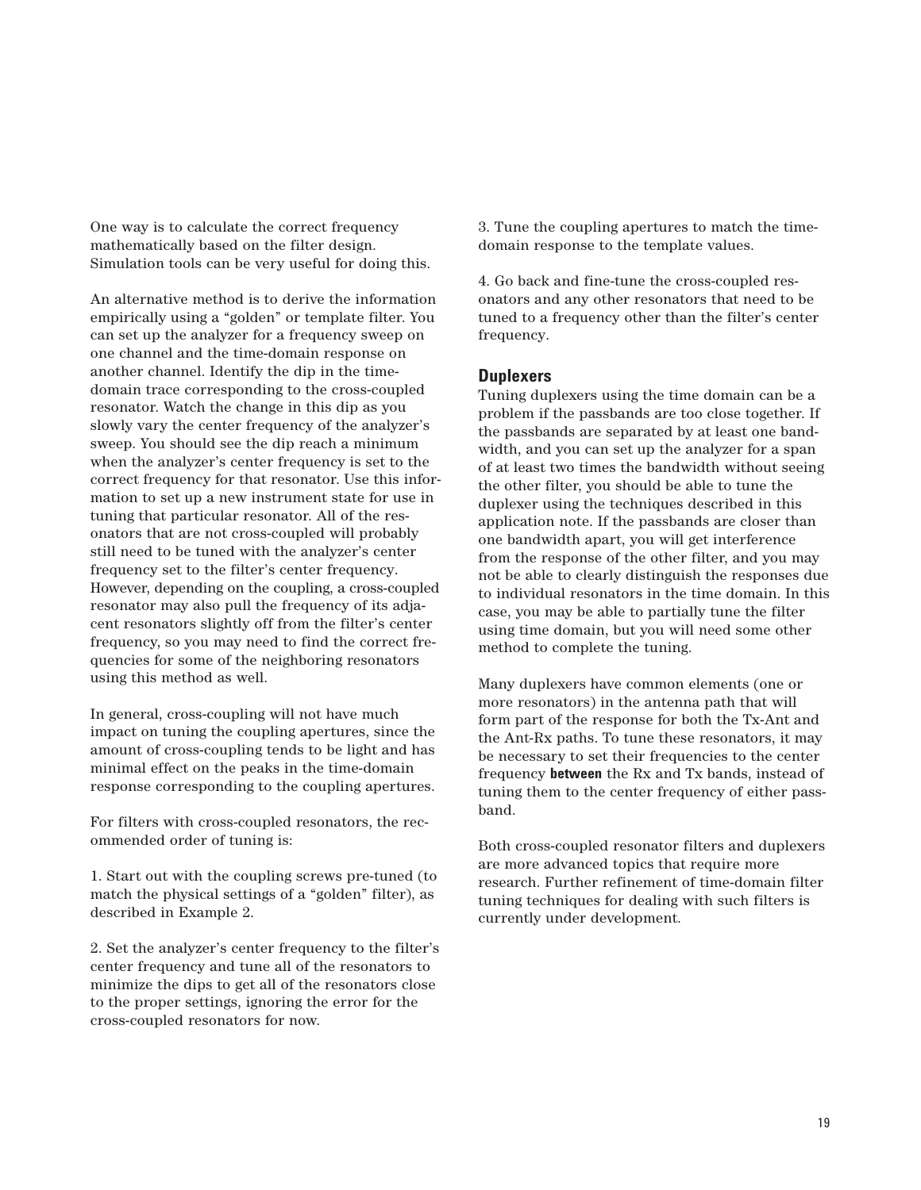One way is to calculate the correct frequency mathematically based on the filter design. Simulation tools can be very useful for doing this.

An alternative method is to derive the information empirically using a "golden" or template filter. You can set up the analyzer for a frequency sweep on one channel and the time-domain response on another channel. Identify the dip in the time-domain trace corresponding to the cross-coupled resonator. Watch the change in this dip as you slowly vary the center frequency of the analyzer's sweep. You should see the dip reach a minimum when the analyzer's center frequency is set to the correct frequency for that resonator. Use this information to set up a new instrument state for use in tuning that particular resonator. All of the resonators that are not cross-coupled will probably still need to be tuned with the analyzer's center frequency set to the filter's center frequency. However, depending on the coupling, a cross-coupled resonator may also pull the frequency of its adjacent resonators slightly off from the filter's center frequency, so you may need to find the correct frequencies for some of the neighboring resonators using this method as well.

In general, cross-coupling will not have much impact on tuning the coupling apertures, since the amount of cross-coupling tends to be light and has minimal effect on the peaks in the time-domain response corresponding to the coupling apertures.

For filters with cross-coupled resonators, the recommended order of tuning is:

1. Start out with the coupling screws pre-tuned (to match the physical settings of a "golden" filter), as described in Example 2.

2. Set the analyzer's center frequency to the filter's center frequency and tune all of the resonators to minimize the dips to get all of the resonators close to the proper settings, ignoring the error for the cross-coupled resonators for now.

3. Tune the coupling apertures to match the time-domain response to the template values.

4. Go back and fine-tune the cross-coupled resonators and any other resonators that need to be tuned to a frequency other than the filter's center frequency.

### Duplexers

Tuning duplexers using the time domain can be a problem if the passbands are too close together. If the passbands are separated by at least one bandwidth, and you can set up the analyzer for a span of at least two times the bandwidth without seeing the other filter, you should be able to tune the duplexer using the techniques described in this application note. If the passbands are closer than one bandwidth apart, you will get interference from the response of the other filter, and you may not be able to clearly distinguish the responses due to individual resonators in the time domain. In this case, you may be able to partially tune the filter using time domain, but you will need some other method to complete the tuning.

Many duplexers have common elements (one or more resonators) in the antenna path that will form part of the response for both the Tx-Ant and the Ant-Rx paths. To tune these resonators, it may be necessary to set their frequencies to the center frequency **between** the Rx and Tx bands, instead of tuning them to the center frequency of either passband.

Both cross-coupled resonator filters and duplexers are more advanced topics that require more research. Further refinement of time-domain filter tuning techniques for dealing with such filters is currently under development.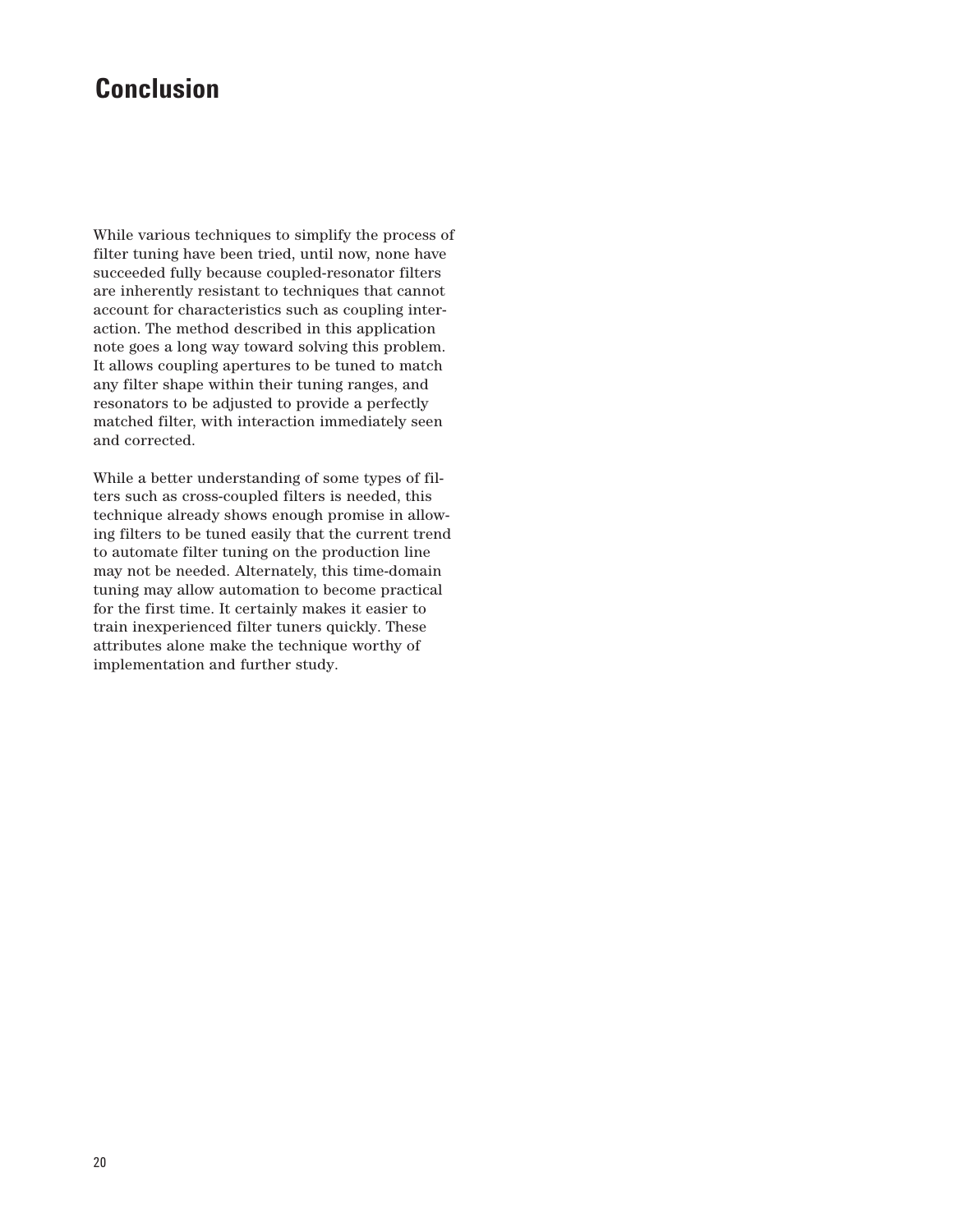# Conclusion

While various techniques to simplify the process of filter tuning have been tried, until now, none have succeeded fully because coupled-resonator filters are inherently resistant to techniques that cannot account for characteristics such as coupling interaction. The method described in this application note goes a long way toward solving this problem. It allows coupling apertures to be tuned to match any filter shape within their tuning ranges, and resonators to be adjusted to provide a perfectly matched filter, with interaction immediately seen and corrected.

While a better understanding of some types of filters such as cross-coupled filters is needed, this technique already shows enough promise in allowing filters to be tuned easily that the current trend to automate filter tuning on the production line may not be needed. Alternately, this time-domain tuning may allow automation to become practical for the first time. It certainly makes it easier to train inexperienced filter tuners quickly. These attributes alone make the technique worthy of implementation and further study.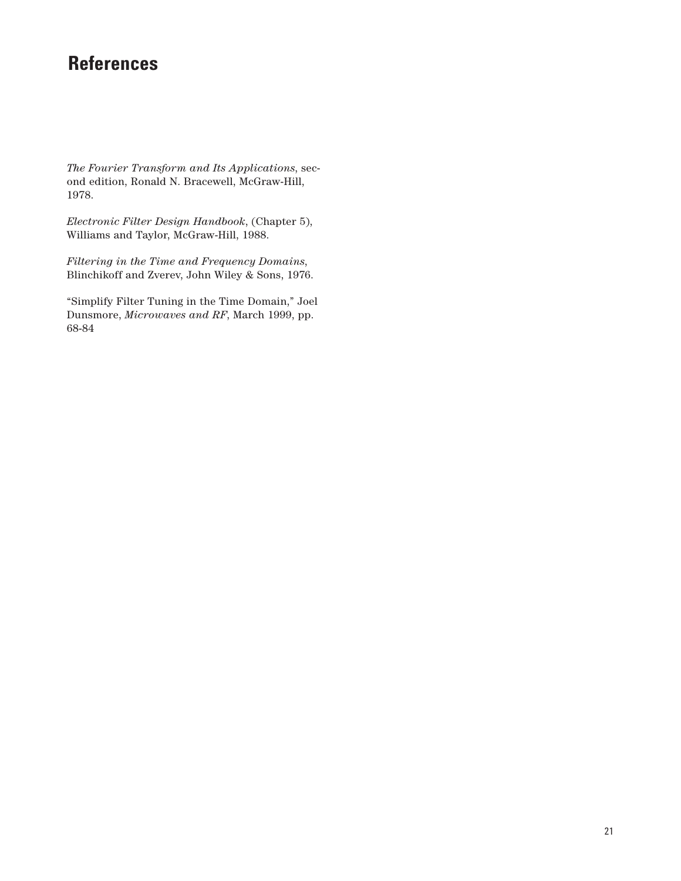# References

*The Fourier Transform and Its Applications*, second edition, Ronald N. Bracewell, McGraw-Hill, 1978.

*Electronic Filter Design Handbook*, (Chapter 5), Williams and Taylor, McGraw-Hill, 1988.

*Filtering in the Time and Frequency Domains*, Blinchikoff and Zverev, John Wiley & Sons, 1976.

"Simplify Filter Tuning in the Time Domain," Joel Dunsmore, *Microwaves and RF*, March 1999, pp. 68-84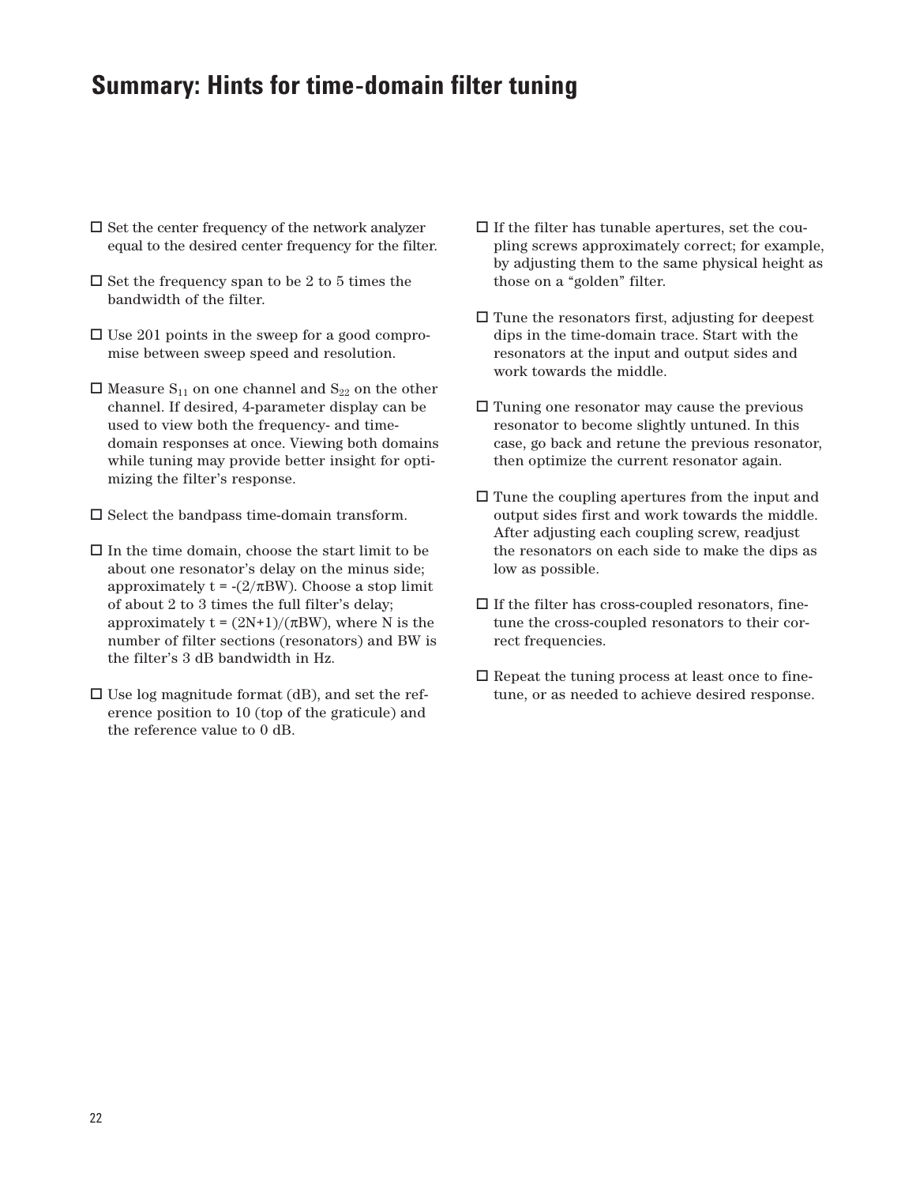# Summary: Hints for time-domain filter tuning

- ☐ Set the center frequency of the network analyzer equal to the desired center frequency for the filter.

- ☐ Set the frequency span to be 2 to 5 times the bandwidth of the filter.

- ☐ Use 201 points in the sweep for a good compromise between sweep speed and resolution.

- ☐ Measure $S_{11}$ on one channel and $S_{22}$ on the other channel. If desired, 4-parameter display can be used to view both the frequency- and time-domain responses at once. Viewing both domains while tuning may provide better insight for optimizing the filter's response.

- ☐ Select the bandpass time-domain transform.

- ☐ In the time domain, choose the start limit to be about one resonator's delay on the minus side; approximately $t = -(2/\pi BW)$. Choose a stop limit of about 2 to 3 times the full filter's delay; approximately $t = (2N+1)/(\pi BW)$, where N is the number of filter sections (resonators) and BW is the filter's 3 dB bandwidth in Hz.

- ☐ Use log magnitude format (dB), and set the reference position to 10 (top of the graticule) and the reference value to 0 dB.

- ☐ If the filter has tunable apertures, set the coupling screws approximately correct; for example, by adjusting them to the same physical height as those on a "golden" filter.

- ☐ Tune the resonators first, adjusting for deepest dips in the time-domain trace. Start with the resonators at the input and output sides and work towards the middle.

- ☐ Tuning one resonator may cause the previous resonator to become slightly untuned. In this case, go back and retune the previous resonator, then optimize the current resonator again.

- ☐ Tune the coupling apertures from the input and output sides first and work towards the middle. After adjusting each coupling screw, readjust the resonators on each side to make the dips as low as possible.

- ☐ If the filter has cross-coupled resonators, fine-tune the cross-coupled resonators to their correct frequencies.

- ☐ Repeat the tuning process at least once to fine-tune, or as needed to achieve desired response.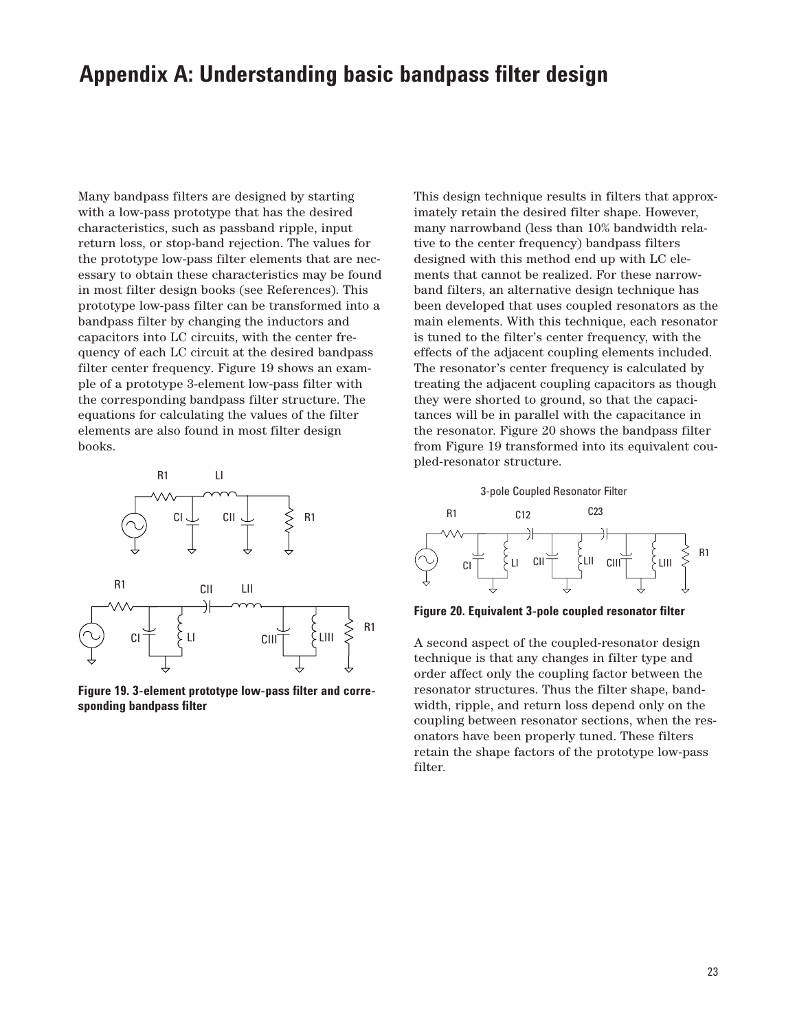# Appendix A: Understanding basic bandpass filter design

Many bandpass filters are designed by starting with a low-pass prototype that has the desired characteristics, such as passband ripple, input return loss, or stop-band rejection. The values for the prototype low-pass filter elements that are necessary to obtain these characteristics may be found in most filter design books (see References). This prototype low-pass filter can be transformed into a bandpass filter by changing the inductors and capacitors into LC circuits, with the center frequency of each LC circuit at the desired bandpass filter center frequency. Figure 19 shows an example of a prototype 3-element low-pass filter with the corresponding bandpass filter structure. The equations for calculating the values of the filter elements are also found in most filter design books.

**Figure 19. 3-element prototype low-pass filter and corresponding bandpass filter**

This design technique results in filters that approximately retain the desired filter shape. However, many narrowband (less than 10% bandwidth relative to the center frequency) bandpass filters designed with this method end up with LC elements that cannot be realized. For these narrowband filters, an alternative design technique has been developed that uses coupled resonators as the main elements. With this technique, each resonator is tuned to the filter's center frequency, with the effects of the adjacent coupling elements included. The resonator's center frequency is calculated by treating the adjacent coupling capacitors as though they were shorted to ground, so that the capacitances will be in parallel with the capacitance in the resonator. Figure 20 shows the bandpass filter from Figure 19 transformed into its equivalent coupled-resonator structure.

**Figure 20. Equivalent 3-pole coupled resonator filter**

A second aspect of the coupled-resonator design technique is that any changes in filter type and order affect only the coupling factor between the resonator structures. Thus the filter shape, bandwidth, ripple, and return loss depend only on the coupling between resonator sections, when the resonators have been properly tuned. These filters retain the shape factors of the prototype low-pass filter.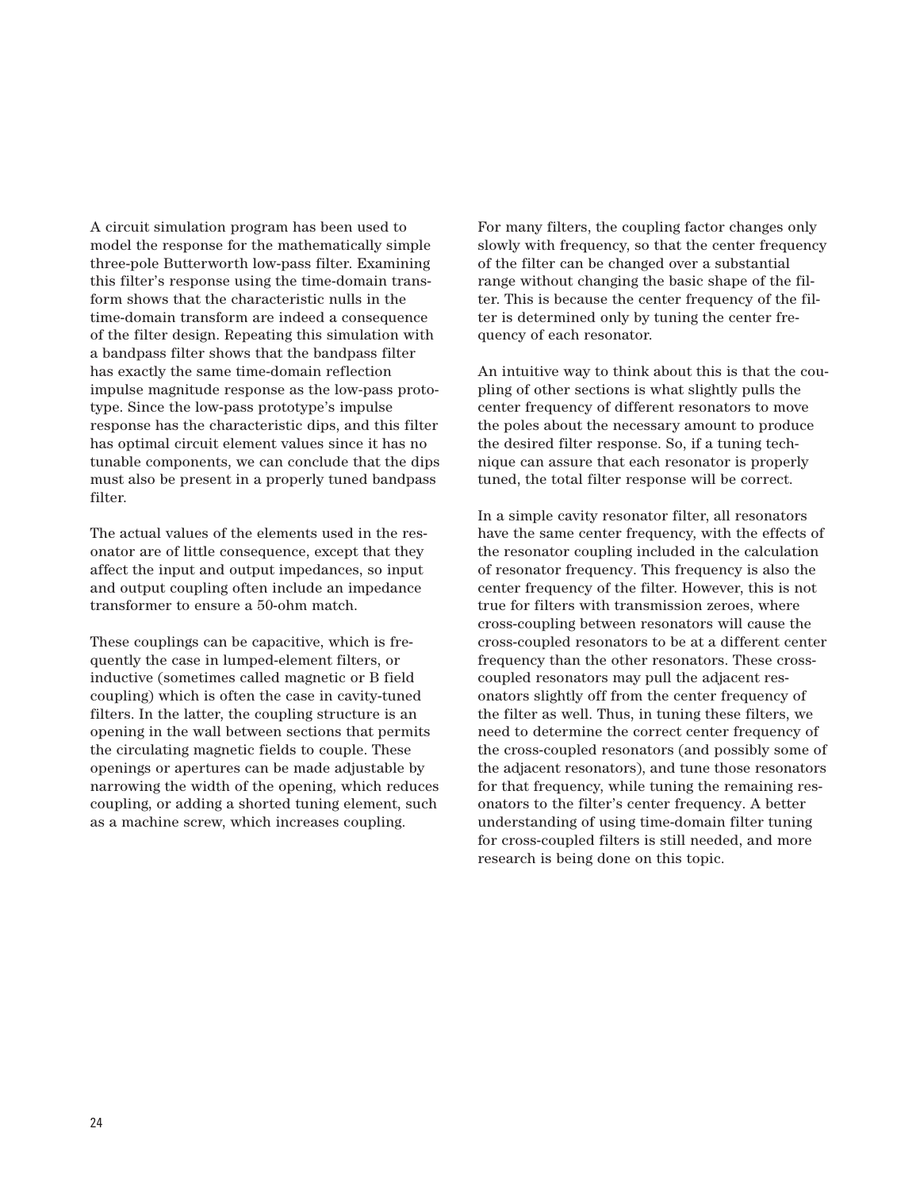A circuit simulation program has been used to model the response for the mathematically simple three-pole Butterworth low-pass filter. Examining this filter's response using the time-domain transform shows that the characteristic nulls in the time-domain transform are indeed a consequence of the filter design. Repeating this simulation with a bandpass filter shows that the bandpass filter has exactly the same time-domain reflection impulse magnitude response as the low-pass prototype. Since the low-pass prototype's impulse response has the characteristic dips, and this filter has optimal circuit element values since it has no tunable components, we can conclude that the dips must also be present in a properly tuned bandpass filter.

The actual values of the elements used in the resonator are of little consequence, except that they affect the input and output impedances, so input and output coupling often include an impedance transformer to ensure a 50-ohm match.

These couplings can be capacitive, which is frequently the case in lumped-element filters, or inductive (sometimes called magnetic or B field coupling) which is often the case in cavity-tuned filters. In the latter, the coupling structure is an opening in the wall between sections that permits the circulating magnetic fields to couple. These openings or apertures can be made adjustable by narrowing the width of the opening, which reduces coupling, or adding a shorted tuning element, such as a machine screw, which increases coupling.

For many filters, the coupling factor changes only slowly with frequency, so that the center frequency of the filter can be changed over a substantial range without changing the basic shape of the filter. This is because the center frequency of the filter is determined only by tuning the center frequency of each resonator.

An intuitive way to think about this is that the coupling of other sections is what slightly pulls the center frequency of different resonators to move the poles about the necessary amount to produce the desired filter response. So, if a tuning technique can assure that each resonator is properly tuned, the total filter response will be correct.

In a simple cavity resonator filter, all resonators have the same center frequency, with the effects of the resonator coupling included in the calculation of resonator frequency. This frequency is also the center frequency of the filter. However, this is not true for filters with transmission zeroes, where cross-coupling between resonators will cause the cross-coupled resonators to be at a different center frequency than the other resonators. These cross-coupled resonators may pull the adjacent resonators slightly off from the center frequency of the filter as well. Thus, in tuning these filters, we need to determine the correct center frequency of the cross-coupled resonators (and possibly some of the adjacent resonators), and tune those resonators for that frequency, while tuning the remaining resonators to the filter's center frequency. A better understanding of using time-domain filter tuning for cross-coupled filters is still needed, and more research is being done on this topic.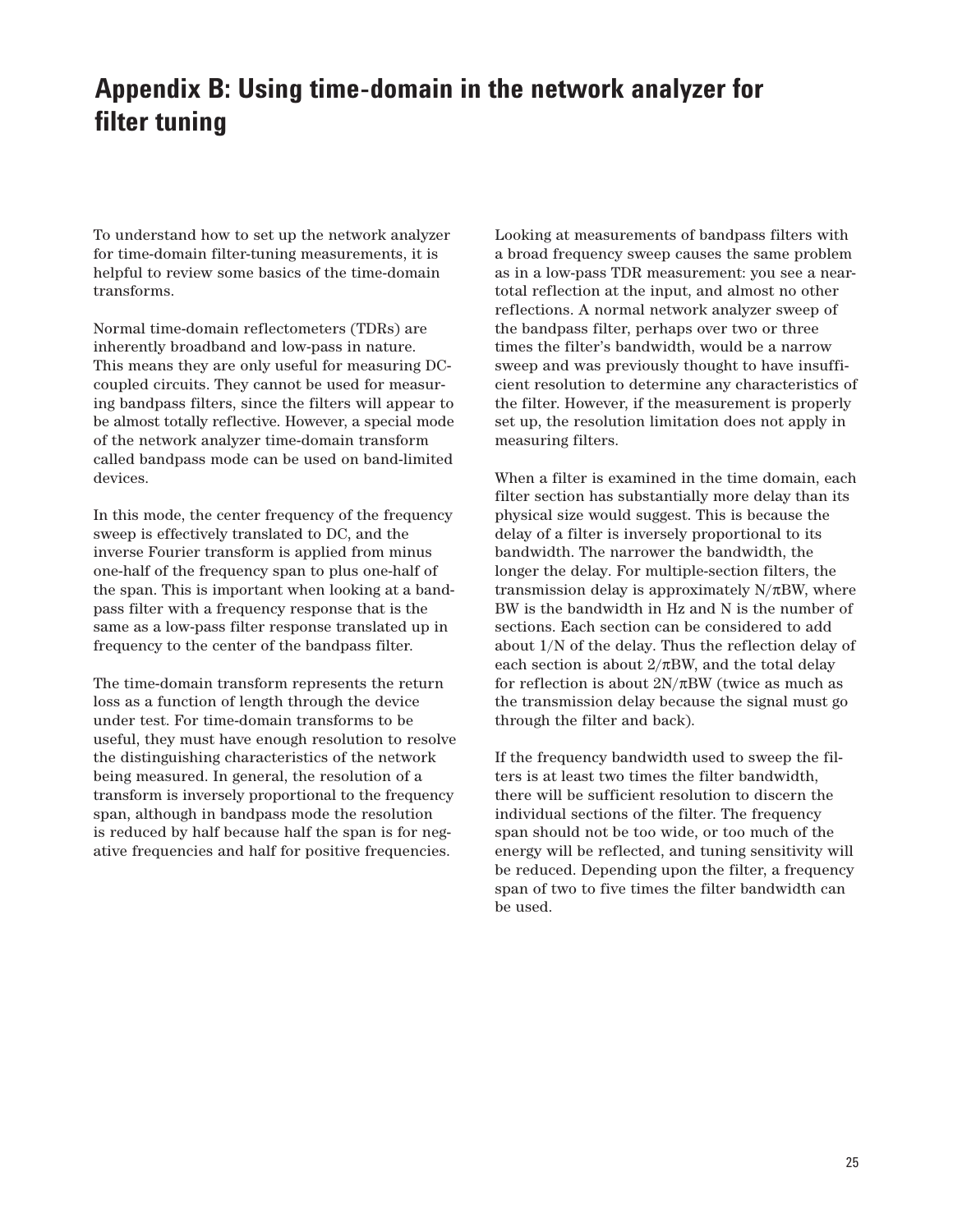# Appendix B: Using time-domain in the network analyzer for filter tuning

To understand how to set up the network analyzer for time-domain filter-tuning measurements, it is helpful to review some basics of the time-domain transforms.

Normal time-domain reflectometers (TDRs) are inherently broadband and low-pass in nature. This means they are only useful for measuring DC-coupled circuits. They cannot be used for measuring bandpass filters, since the filters will appear to be almost totally reflective. However, a special mode of the network analyzer time-domain transform called bandpass mode can be used on band-limited devices.

In this mode, the center frequency of the frequency sweep is effectively translated to DC, and the inverse Fourier transform is applied from minus one-half of the frequency span to plus one-half of the span. This is important when looking at a bandpass filter with a frequency response that is the same as a low-pass filter response translated up in frequency to the center of the bandpass filter.

The time-domain transform represents the return loss as a function of length through the device under test. For time-domain transforms to be useful, they must have enough resolution to resolve the distinguishing characteristics of the network being measured. In general, the resolution of a transform is inversely proportional to the frequency span, although in bandpass mode the resolution is reduced by half because half the span is for negative frequencies and half for positive frequencies.

Looking at measurements of bandpass filters with a broad frequency sweep causes the same problem as in a low-pass TDR measurement: you see a near-total reflection at the input, and almost no other reflections. A normal network analyzer sweep of the bandpass filter, perhaps over two or three times the filter's bandwidth, would be a narrow sweep and was previously thought to have insufficient resolution to determine any characteristics of the filter. However, if the measurement is properly set up, the resolution limitation does not apply in measuring filters.

When a filter is examined in the time domain, each filter section has substantially more delay than its physical size would suggest. This is because the delay of a filter is inversely proportional to its bandwidth. The narrower the bandwidth, the longer the delay. For multiple-section filters, the transmission delay is approximately $N/\pi BW$, where BW is the bandwidth in Hz and N is the number of sections. Each section can be considered to add about $1/N$ of the delay. Thus the reflection delay of each section is about $2/\pi BW$, and the total delay for reflection is about $2N/\pi BW$ (twice as much as the transmission delay because the signal must go through the filter and back).

If the frequency bandwidth used to sweep the filters is at least two times the filter bandwidth, there will be sufficient resolution to discern the individual sections of the filter. The frequency span should not be too wide, or too much of the energy will be reflected, and tuning sensitivity will be reduced. Depending upon the filter, a frequency span of two to five times the filter bandwidth can be used.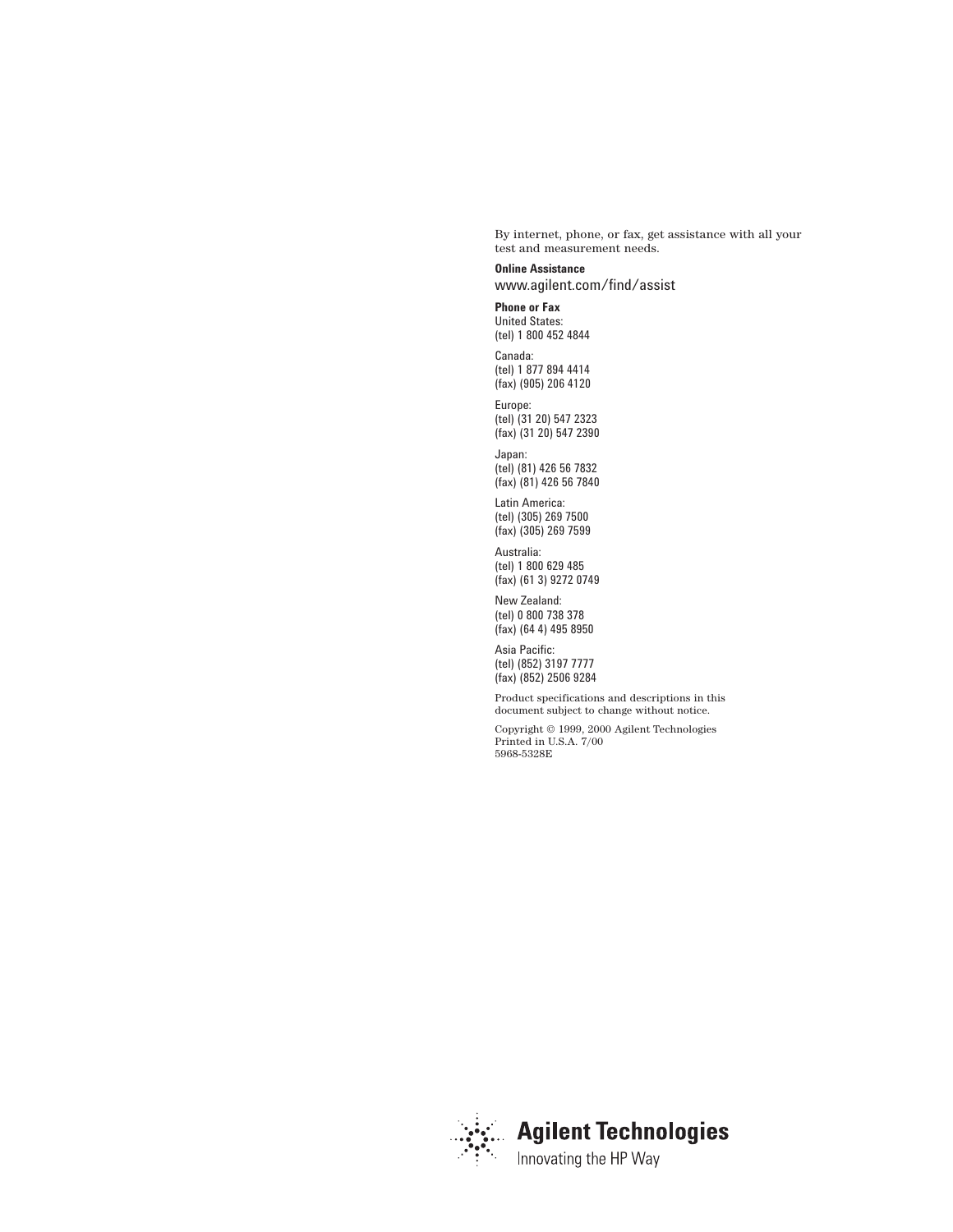By internet, phone, or fax, get assistance with all your test and measurement needs.

**Online Assistance**

www.agilent.com/find/assist

**Phone or Fax**

United States:
(tel) 1 800 452 4844

Canada:
(tel) 1 877 894 4414
(fax) (905) 206 4120

Europe:
(tel) (31 20) 547 2323
(fax) (31 20) 547 2390

Japan:
(tel) (81) 426 56 7832
(fax) (81) 426 56 7840

Latin America:
(tel) (305) 269 7500
(fax) (305) 269 7599

Australia:
(tel) 1 800 629 485
(fax) (61 3) 9272 0749

New Zealand:
(tel) 0 800 738 378
(fax) (64 4) 495 8950

Asia Pacific:
(tel) (852) 3197 7777
(fax) (852) 2506 9284

Product specifications and descriptions in this document subject to change without notice.

Copyright © 1999, 2000 Agilent Technologies
Printed in U.S.A. 7/00
5968-5328E

**Agilent Technologies**

Innovating the HP Way